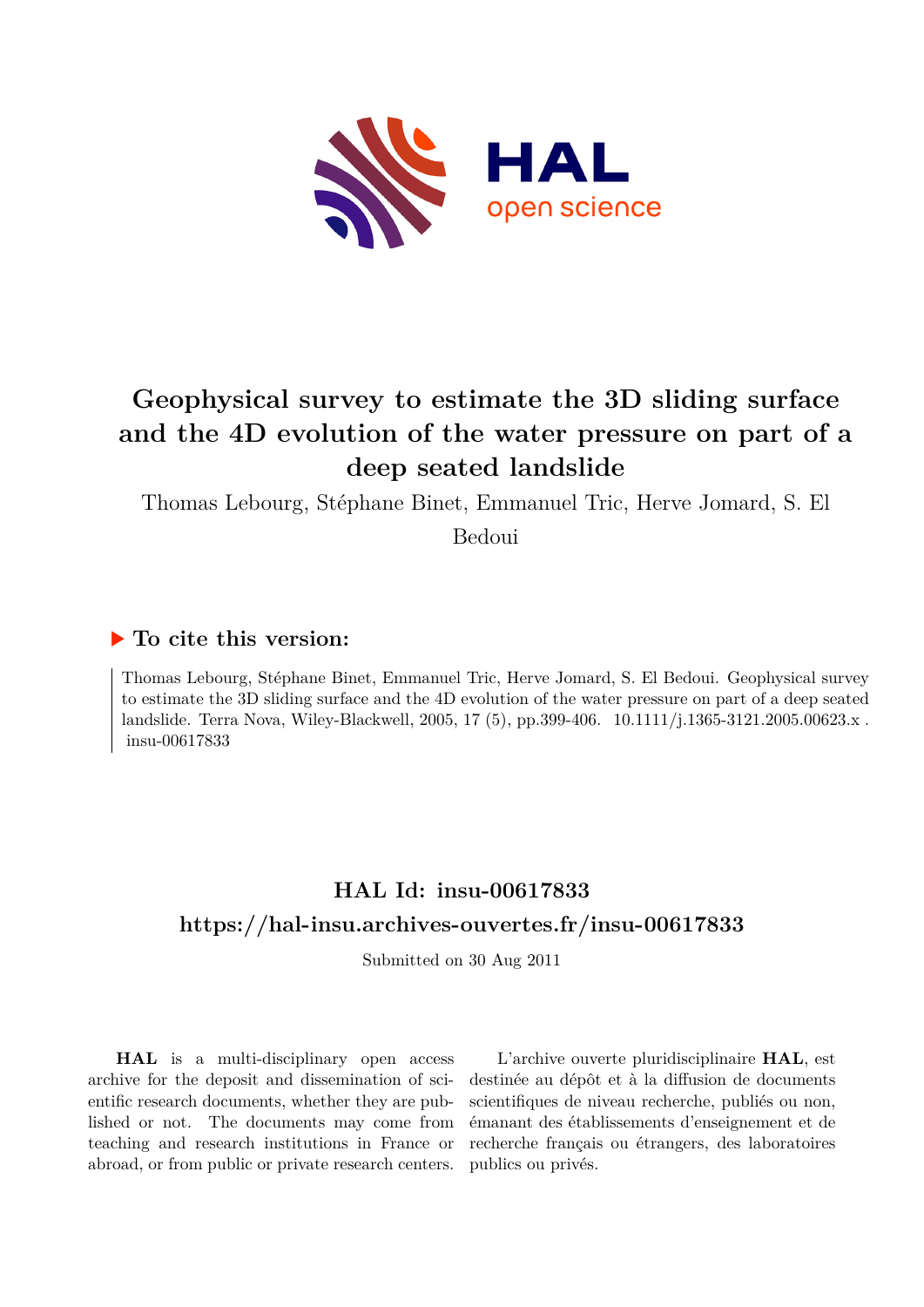# Geophysical survey to estimate the 3D sliding surface and the 4D evolution of the water pressure on part of a deep seated landslide

Thomas Lebourg, Stéphane Binet, Emmanuel Tric, Herve Jomard, S. El Bedoui

## ▶ To cite this version:

Thomas Lebourg, Stéphane Binet, Emmanuel Tric, Herve Jomard, S. El Bedoui. Geophysical survey to estimate the 3D sliding surface and the 4D evolution of the water pressure on part of a deep seated landslide. Terra Nova, Wiley-Blackwell, 2005, 17 (5), pp.399-406. 10.1111/j.1365-3121.2005.00623.x . insu-00617833

## HAL Id: insu-00617833

## https://hal-insu.archives-ouvertes.fr/insu-00617833

Submitted on 30 Aug 2011

**HAL** is a multi-disciplinary open access archive for the deposit and dissemination of scientific research documents, whether they are published or not. The documents may come from teaching and research institutions in France or abroad, or from public or private research centers.

L'archive ouverte pluridisciplinaire **HAL**, est destinée au dépôt et à la diffusion de documents scientifiques de niveau recherche, publiés ou non, émanant des établissements d'enseignement et de recherche français ou étrangers, des laboratoires publics ou privés.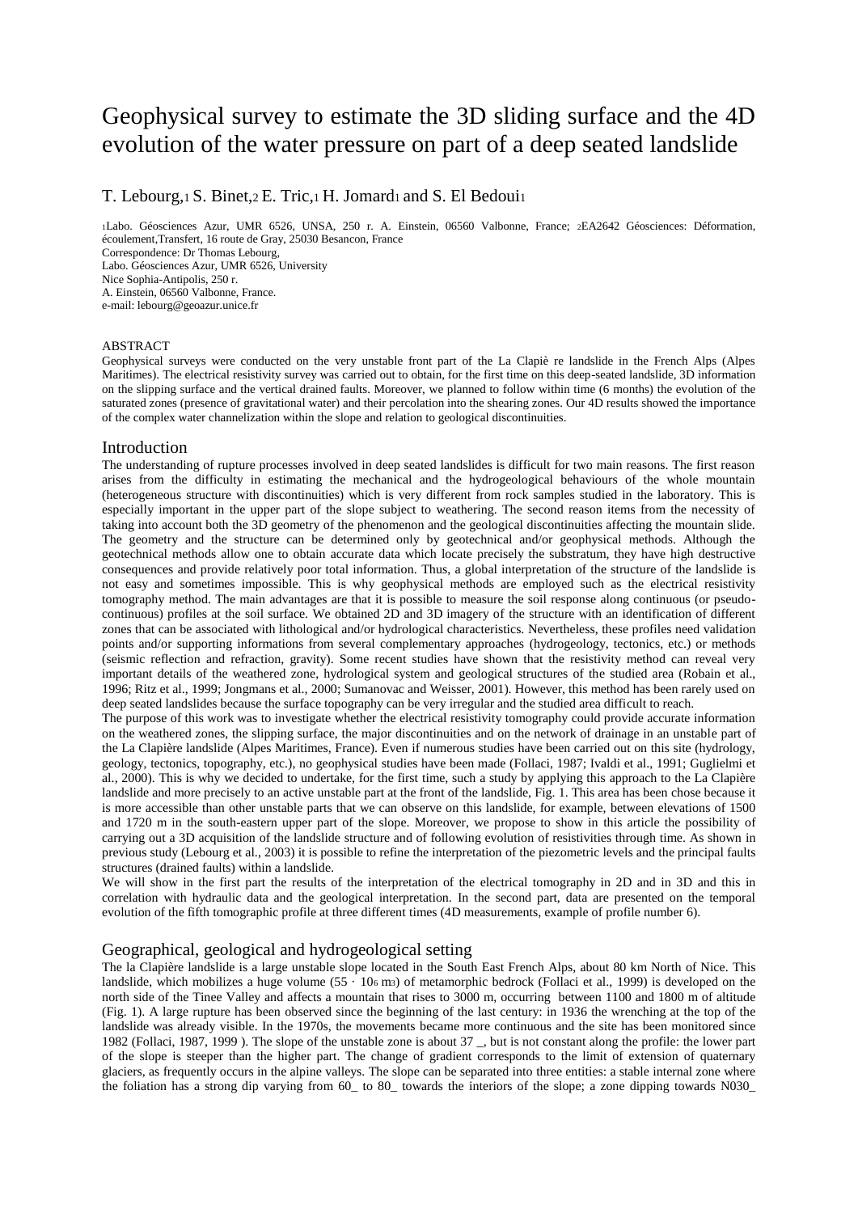# Geophysical survey to estimate the 3D sliding surface and the 4D evolution of the water pressure on part of a deep seated landslide

T. Lebourg,[1] S. Binet,[2] E. Tric,[1] H. Jomard[1] and S. El Bedoui[1]

[1]Labo. Géosciences Azur, UMR 6526, UNSA, 250 r. A. Einstein, 06560 Valbonne, France; [2]EA2642 Géosciences: Déformation, écoulement,Transfert, 16 route de Gray, 25030 Besancon, France
Correspondence: Dr Thomas Lebourg,
Labo. Géosciences Azur, UMR 6526, University
Nice Sophia-Antipolis, 250 r.
A. Einstein, 06560 Valbonne, France.
e-mail: lebourg@geoazur.unice.fr

## ABSTRACT

Geophysical surveys were conducted on the very unstable front part of the La Clapiè re landslide in the French Alps (Alpes Maritimes). The electrical resistivity survey was carried out to obtain, for the first time on this deep-seated landslide, 3D information on the slipping surface and the vertical drained faults. Moreover, we planned to follow within time (6 months) the evolution of the saturated zones (presence of gravitational water) and their percolation into the shearing zones. Our 4D results showed the importance of the complex water channelization within the slope and relation to geological discontinuities.

## Introduction

The understanding of rupture processes involved in deep seated landslides is difficult for two main reasons. The first reason arises from the difficulty in estimating the mechanical and the hydrogeological behaviours of the whole mountain (heterogeneous structure with discontinuities) which is very different from rock samples studied in the laboratory. This is especially important in the upper part of the slope subject to weathering. The second reason items from the necessity of taking into account both the 3D geometry of the phenomenon and the geological discontinuities affecting the mountain slide. The geometry and the structure can be determined only by geotechnical and/or geophysical methods. Although the geotechnical methods allow one to obtain accurate data which locate precisely the substratum, they have high destructive consequences and provide relatively poor total information. Thus, a global interpretation of the structure of the landslide is not easy and sometimes impossible. This is why geophysical methods are employed such as the electrical resistivity tomography method. The main advantages are that it is possible to measure the soil response along continuous (or pseudo-continuous) profiles at the soil surface. We obtained 2D and 3D imagery of the structure with an identification of different zones that can be associated with lithological and/or hydrological characteristics. Nevertheless, these profiles need validation points and/or supporting informations from several complementary approaches (hydrogeology, tectonics, etc.) or methods (seismic reflection and refraction, gravity). Some recent studies have shown that the resistivity method can reveal very important details of the weathered zone, hydrological system and geological structures of the studied area (Robain et al., 1996; Ritz et al., 1999; Jongmans et al., 2000; Sumanovac and Weisser, 2001). However, this method has been rarely used on deep seated landslides because the surface topography can be very irregular and the studied area difficult to reach.

The purpose of this work was to investigate whether the electrical resistivity tomography could provide accurate information on the weathered zones, the slipping surface, the major discontinuities and on the network of drainage in an unstable part of the La Clapière landslide (Alpes Maritimes, France). Even if numerous studies have been carried out on this site (hydrology, geology, tectonics, topography, etc.), no geophysical studies have been made (Follaci, 1987; Ivaldi et al., 1991; Guglielmi et al., 2000). This is why we decided to undertake, for the first time, such a study by applying this approach to the La Clapière landslide and more precisely to an active unstable part at the front of the landslide, Fig. 1. This area has been chose because it is more accessible than other unstable parts that we can observe on this landslide, for example, between elevations of 1500 and 1720 m in the south-eastern upper part of the slope. Moreover, we propose to show in this article the possibility of carrying out a 3D acquisition of the landslide structure and of following evolution of resistivities through time. As shown in previous study (Lebourg et al., 2003) it is possible to refine the interpretation of the piezometric levels and the principal faults structures (drained faults) within a landslide.

We will show in the first part the results of the interpretation of the electrical tomography in 2D and in 3D and this in correlation with hydraulic data and the geological interpretation. In the second part, data are presented on the temporal evolution of the fifth tomographic profile at three different times (4D measurements, example of profile number 6).

## Geographical, geological and hydrogeological setting

The la Clapière landslide is a large unstable slope located in the South East French Alps, about 80 km North of Nice. This landslide, which mobilizes a huge volume ($55 \cdot 10^6$ $m^3$) of metamorphic bedrock (Follaci et al., 1999) is developed on the north side of the Tinee Valley and affects a mountain that rises to 3000 m, occurring between 1100 and 1800 m of altitude (Fig. 1). A large rupture has been observed since the beginning of the last century: in 1936 the wrenching at the top of the landslide was already visible. In the 1970s, the movements became more continuous and the site has been monitored since 1982 (Follaci, 1987, 1999 ). The slope of the unstable zone is about 37 _, but is not constant along the profile: the lower part of the slope is steeper than the higher part. The change of gradient corresponds to the limit of extension of quaternary glaciers, as frequently occurs in the alpine valleys. The slope can be separated into three entities: a stable internal zone where the foliation has a strong dip varying from 60_ to 80_ towards the interiors of the slope; a zone dipping towards N030_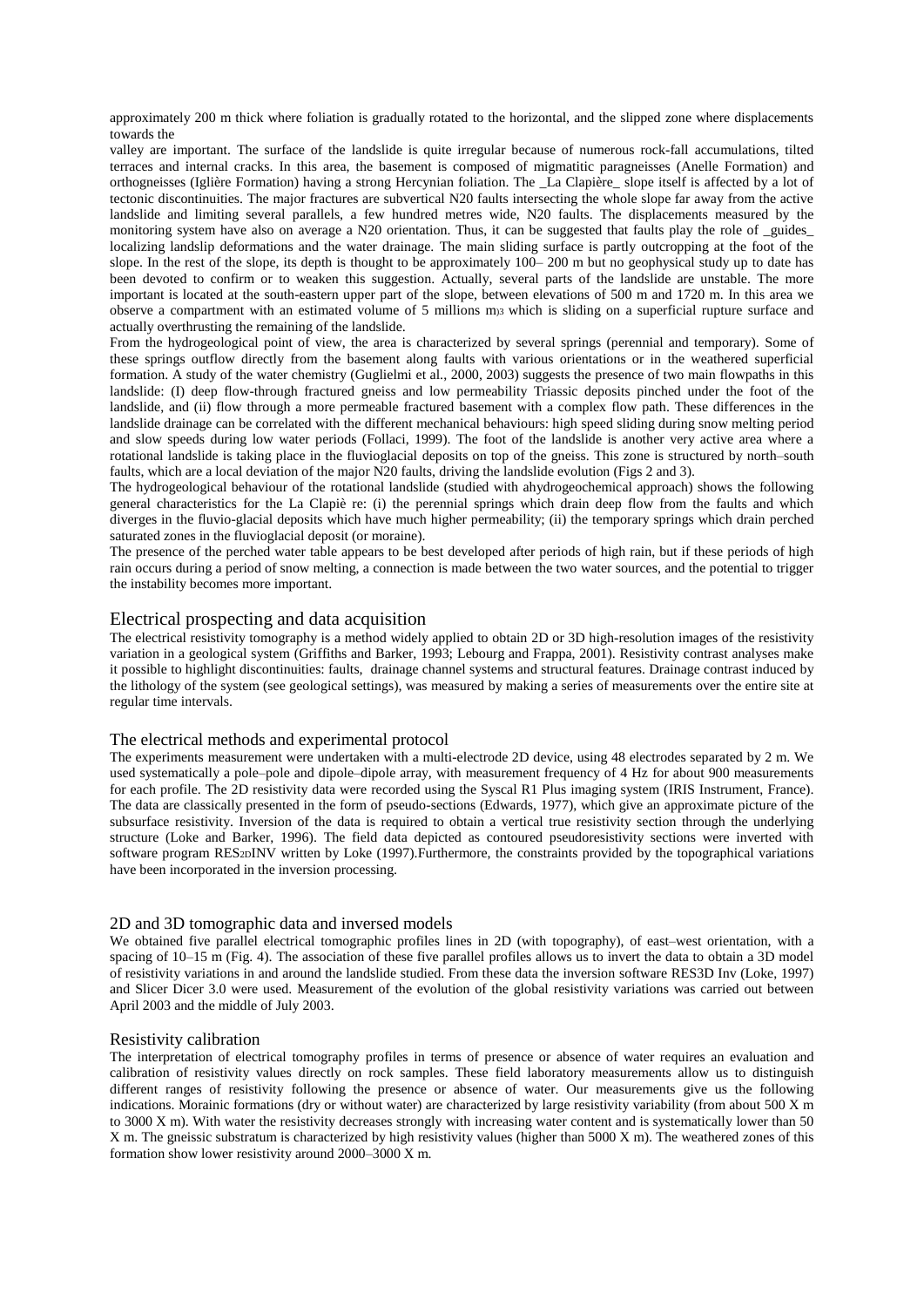approximately 200 m thick where foliation is gradually rotated to the horizontal, and the slipped zone where displacements towards the

valley are important. The surface of the landslide is quite irregular because of numerous rock-fall accumulations, tilted terraces and internal cracks. In this area, the basement is composed of migmatitic paragneisses (Anelle Formation) and orthogneisses (Iglière Formation) having a strong Hercynian foliation. The _La Clapière_ slope itself is affected by a lot of tectonic discontinuities. The major fractures are subvertical N20 faults intersecting the whole slope far away from the active landslide and limiting several parallels, a few hundred metres wide, N20 faults. The displacements measured by the monitoring system have also on average a N20 orientation. Thus, it can be suggested that faults play the role of _guides_ localizing landslip deformations and the water drainage. The main sliding surface is partly outcropping at the foot of the slope. In the rest of the slope, its depth is thought to be approximately 100– 200 m but no geophysical study up to date has been devoted to confirm or to weaken this suggestion. Actually, several parts of the landslide are unstable. The more important is located at the south-eastern upper part of the slope, between elevations of 500 m and 1720 m. In this area we observe a compartment with an estimated volume of 5 millions m$_3$ which is sliding on a superficial rupture surface and actually overthrusting the remaining of the landslide.

From the hydrogeological point of view, the area is characterized by several springs (perennial and temporary). Some of these springs outflow directly from the basement along faults with various orientations or in the weathered superficial formation. A study of the water chemistry (Guglielmi et al., 2000, 2003) suggests the presence of two main flowpaths in this landslide: (I) deep flow-through fractured gneiss and low permeability Triassic deposits pinched under the foot of the landslide, and (ii) flow through a more permeable fractured basement with a complex flow path. These differences in the landslide drainage can be correlated with the different mechanical behaviours: high speed sliding during snow melting period and slow speeds during low water periods (Follaci, 1999). The foot of the landslide is another very active area where a rotational landslide is taking place in the fluvioglacial deposits on top of the gneiss. This zone is structured by north–south faults, which are a local deviation of the major N20 faults, driving the landslide evolution (Figs 2 and 3).

The hydrogeological behaviour of the rotational landslide (studied with ahydrogeochemical approach) shows the following general characteristics for the La Clapiè re: (i) the perennial springs which drain deep flow from the faults and which diverges in the fluvio-glacial deposits which have much higher permeability; (ii) the temporary springs which drain perched saturated zones in the fluvioglacial deposit (or moraine).

The presence of the perched water table appears to be best developed after periods of high rain, but if these periods of high rain occurs during a period of snow melting, a connection is made between the two water sources, and the potential to trigger the instability becomes more important.

## Electrical prospecting and data acquisition

The electrical resistivity tomography is a method widely applied to obtain 2D or 3D high-resolution images of the resistivity variation in a geological system (Griffiths and Barker, 1993; Lebourg and Frappa, 2001). Resistivity contrast analyses make it possible to highlight discontinuities: faults, drainage channel systems and structural features. Drainage contrast induced by the lithology of the system (see geological settings), was measured by making a series of measurements over the entire site at regular time intervals.

### The electrical methods and experimental protocol

The experiments measurement were undertaken with a multi-electrode 2D device, using 48 electrodes separated by 2 m. We used systematically a pole–pole and dipole–dipole array, with measurement frequency of 4 Hz for about 900 measurements for each profile. The 2D resistivity data were recorded using the Syscal R1 Plus imaging system (IRIS Instrument, France). The data are classically presented in the form of pseudo-sections (Edwards, 1977), which give an approximate picture of the subsurface resistivity. Inversion of the data is required to obtain a vertical true resistivity section through the underlying structure (Loke and Barker, 1996). The field data depicted as contoured pseudoresistivity sections were inverted with software program RES$_{2D}$INV written by Loke (1997).Furthermore, the constraints provided by the topographical variations have been incorporated in the inversion processing.

### 2D and 3D tomographic data and inversed models

We obtained five parallel electrical tomographic profiles lines in 2D (with topography), of east–west orientation, with a spacing of 10–15 m (Fig. 4). The association of these five parallel profiles allows us to invert the data to obtain a 3D model of resistivity variations in and around the landslide studied. From these data the inversion software RES3D Inv (Loke, 1997) and Slicer Dicer 3.0 were used. Measurement of the evolution of the global resistivity variations was carried out between April 2003 and the middle of July 2003.

### Resistivity calibration

The interpretation of electrical tomography profiles in terms of presence or absence of water requires an evaluation and calibration of resistivity values directly on rock samples. These field laboratory measurements allow us to distinguish different ranges of resistivity following the presence or absence of water. Our measurements give us the following indications. Morainic formations (dry or without water) are characterized by large resistivity variability (from about 500 X m to 3000 X m). With water the resistivity decreases strongly with increasing water content and is systematically lower than 50 X m. The gneissic substratum is characterized by high resistivity values (higher than 5000 X m). The weathered zones of this formation show lower resistivity around 2000–3000 X m.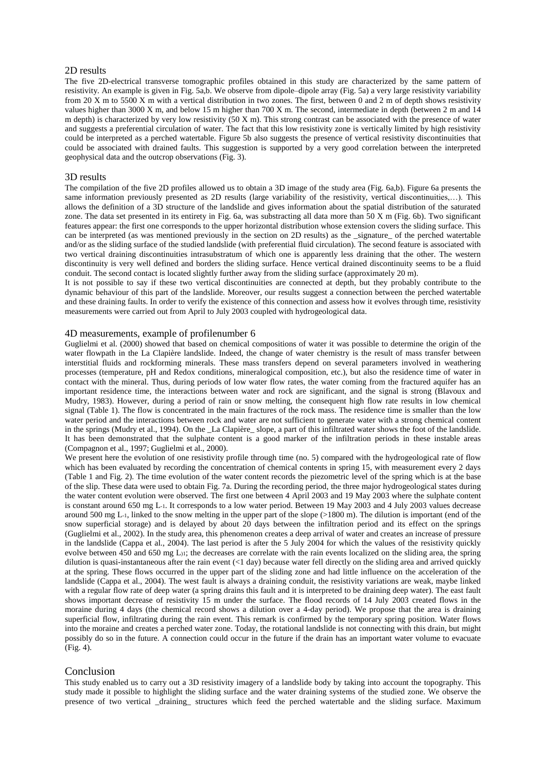## 2D results

The five 2D-electrical transverse tomographic profiles obtained in this study are characterized by the same pattern of resistivity. An example is given in Fig. 5a,b. We observe from dipole–dipole array (Fig. 5a) a very large resistivity variability from 20 X m to 5500 X m with a vertical distribution in two zones. The first, between 0 and 2 m of depth shows resistivity values higher than 3000 X m, and below 15 m higher than 700 X m. The second, intermediate in depth (between 2 m and 14 m depth) is characterized by very low resistivity (50 X m). This strong contrast can be associated with the presence of water and suggests a preferential circulation of water. The fact that this low resistivity zone is vertically limited by high resistivity could be interpreted as a perched watertable. Figure 5b also suggests the presence of vertical resistivity discontinuities that could be associated with drained faults. This suggestion is supported by a very good correlation between the interpreted geophysical data and the outcrop observations (Fig. 3).

## 3D results

The compilation of the five 2D profiles allowed us to obtain a 3D image of the study area (Fig. 6a,b). Figure 6a presents the same information previously presented as 2D results (large variability of the resistivity, vertical discontinuities,…). This allows the definition of a 3D structure of the landslide and gives information about the spatial distribution of the saturated zone. The data set presented in its entirety in Fig. 6a, was substracting all data more than 50 X m (Fig. 6b). Two significant features appear: the first one corresponds to the upper horizontal distribution whose extension covers the sliding surface. This can be interpreted (as was mentioned previously in the section on 2D results) as the _signature_ of the perched watertable and/or as the sliding surface of the studied landslide (with preferential fluid circulation). The second feature is associated with two vertical draining discontinuities intrasubstratum of which one is apparently less draining that the other. The western discontinuity is very well defined and borders the sliding surface. Hence vertical drained discontinuity seems to be a fluid conduit. The second contact is located slightly further away from the sliding surface (approximately 20 m).

It is not possible to say if these two vertical discontinuities are connected at depth, but they probably contribute to the dynamic behaviour of this part of the landslide. Moreover, our results suggest a connection between the perched watertable and these draining faults. In order to verify the existence of this connection and assess how it evolves through time, resistivity measurements were carried out from April to July 2003 coupled with hydrogeological data.

## 4D measurements, example of profilenumber 6

Guglielmi et al. (2000) showed that based on chemical compositions of water it was possible to determine the origin of the water flowpath in the La Clapière landslide. Indeed, the change of water chemistry is the result of mass transfer between interstitial fluids and rockforming minerals. These mass transfers depend on several parameters involved in weathering processes (temperature, pH and Redox conditions, mineralogical composition, etc.), but also the residence time of water in contact with the mineral. Thus, during periods of low water flow rates, the water coming from the fractured aquifer has an important residence time, the interactions between water and rock are significant, and the signal is strong (Blavoux and Mudry, 1983). However, during a period of rain or snow melting, the consequent high flow rate results in low chemical signal (Table 1). The flow is concentrated in the main fractures of the rock mass. The residence time is smaller than the low water period and the interactions between rock and water are not sufficient to generate water with a strong chemical content in the springs (Mudry et al., 1994). On the _La Clapière_ slope, a part of this infiltrated water shows the foot of the landslide. It has been demonstrated that the sulphate content is a good marker of the infiltration periods in these instable areas (Compagnon et al., 1997; Guglielmi et al., 2000).

We present here the evolution of one resistivity profile through time (no. 5) compared with the hydrogeological rate of flow which has been evaluated by recording the concentration of chemical contents in spring 15, with measurement every 2 days (Table 1 and Fig. 2). The time evolution of the water content records the piezometric level of the spring which is at the base of the slip. These data were used to obtain Fig. 7a. During the recording period, the three major hydrogeological states during the water content evolution were observed. The first one between 4 April 2003 and 19 May 2003 where the sulphate content is constant around 650 mg $L^{-1}$. It corresponds to a low water period. Between 19 May 2003 and 4 July 2003 values decrease around 500 mg $L^{-1}$, linked to the snow melting in the upper part of the slope (>1800 m). The dilution is important (end of the snow superficial storage) and is delayed by about 20 days between the infiltration period and its effect on the springs (Guglielmi et al., 2002). In the study area, this phenomenon creates a deep arrival of water and creates an increase of pressure in the landslide (Cappa et al., 2004). The last period is after the 5 July 2004 for which the values of the resistivity quickly evolve between 450 and 650 mg $L_{)1}$; the decreases are correlate with the rain events localized on the sliding area, the spring dilution is quasi-instantaneous after the rain event (<1 day) because water fell directly on the sliding area and arrived quickly at the spring. These flows occurred in the upper part of the sliding zone and had little influence on the acceleration of the landslide (Cappa et al., 2004). The west fault is always a draining conduit, the resistivity variations are weak, maybe linked with a regular flow rate of deep water (a spring drains this fault and it is interpreted to be draining deep water). The east fault shows important decrease of resistivity 15 m under the surface. The flood records of 14 July 2003 created flows in the moraine during 4 days (the chemical record shows a dilution over a 4-day period). We propose that the area is draining superficial flow, infiltrating during the rain event. This remark is confirmed by the temporary spring position. Water flows into the moraine and creates a perched water zone. Today, the rotational landslide is not connecting with this drain, but might possibly do so in the future. A connection could occur in the future if the drain has an important water volume to evacuate (Fig. 4).

# Conclusion

This study enabled us to carry out a 3D resistivity imagery of a landslide body by taking into account the topography. This study made it possible to highlight the sliding surface and the water draining systems of the studied zone. We observe the presence of two vertical _draining_ structures which feed the perched watertable and the sliding surface. Maximum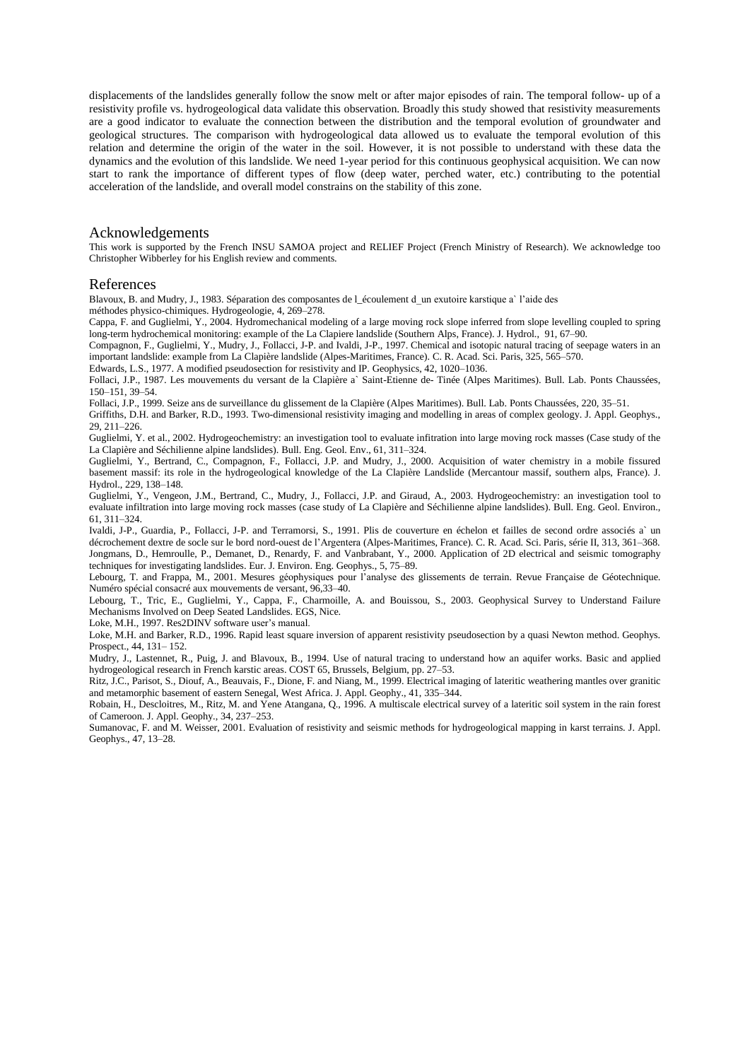displacements of the landslides generally follow the snow melt or after major episodes of rain. The temporal follow- up of a resistivity profile vs. hydrogeological data validate this observation. Broadly this study showed that resistivity measurements are a good indicator to evaluate the connection between the distribution and the temporal evolution of groundwater and geological structures. The comparison with hydrogeological data allowed us to evaluate the temporal evolution of this relation and determine the origin of the water in the soil. However, it is not possible to understand with these data the dynamics and the evolution of this landslide. We need 1-year period for this continuous geophysical acquisition. We can now start to rank the importance of different types of flow (deep water, perched water, etc.) contributing to the potential acceleration of the landslide, and overall model constrains on the stability of this zone.

## Acknowledgements

This work is supported by the French INSU SAMOA project and RELIEF Project (French Ministry of Research). We acknowledge too Christopher Wibberley for his English review and comments.

## References

Blavoux, B. and Mudry, J., 1983. Séparation des composantes de l_écoulement d_un exutoire karstique a` l'aide des méthodes physico-chimiques. Hydrogeologie, 4, 269–278.

Cappa, F. and Guglielmi, Y., 2004. Hydromechanical modeling of a large moving rock slope inferred from slope levelling coupled to spring long-term hydrochemical monitoring: example of the La Clapiere landslide (Southern Alps, France). J. Hydrol., 91, 67–90.

Compagnon, F., Guglielmi, Y., Mudry, J., Follacci, J-P. and Ivaldi, J-P., 1997. Chemical and isotopic natural tracing of seepage waters in an important landslide: example from La Clapière landslide (Alpes-Maritimes, France). C. R. Acad. Sci. Paris, 325, 565–570.

Edwards, L.S., 1977. A modified pseudosection for resistivity and IP. Geophysics, 42, 1020–1036.

Follaci, J.P., 1987. Les mouvements du versant de la Clapière a` Saint-Etienne de- Tinée (Alpes Maritimes). Bull. Lab. Ponts Chaussées, 150–151, 39–54.

Follaci, J.P., 1999. Seize ans de surveillance du glissement de la Clapière (Alpes Maritimes). Bull. Lab. Ponts Chaussées, 220, 35–51.

Griffiths, D.H. and Barker, R.D., 1993. Two-dimensional resistivity imaging and modelling in areas of complex geology. J. Appl. Geophys., 29, 211–226.

Guglielmi, Y. et al., 2002. Hydrogeochemistry: an investigation tool to evaluate infitration into large moving rock masses (Case study of the La Clapière and Séchilienne alpine landslides). Bull. Eng. Geol. Env., 61, 311–324.

Guglielmi, Y., Bertrand, C., Compagnon, F., Follacci, J.P. and Mudry, J., 2000. Acquisition of water chemistry in a mobile fissured basement massif: its role in the hydrogeological knowledge of the La Clapière Landslide (Mercantour massif, southern alps, France). J. Hydrol., 229, 138–148.

Guglielmi, Y., Vengeon, J.M., Bertrand, C., Mudry, J., Follacci, J.P. and Giraud, A., 2003. Hydrogeochemistry: an investigation tool to evaluate infiltration into large moving rock masses (case study of La Clapière and Séchilienne alpine landslides). Bull. Eng. Geol. Environ., 61, 311–324.

Ivaldi, J-P., Guardia, P., Follacci, J-P. and Terramorsi, S., 1991. Plis de couverture en échelon et failles de second ordre associés a` un décrochement dextre de socle sur le bord nord-ouest de l'Argentera (Alpes-Maritimes, France). C. R. Acad. Sci. Paris, série II, 313, 361–368.

Jongmans, D., Hemroulle, P., Demanet, D., Renardy, F. and Vanbrabant, Y., 2000. Application of 2D electrical and seismic tomography techniques for investigating landslides. Eur. J. Environ. Eng. Geophys., 5, 75–89.

Lebourg, T. and Frappa, M., 2001. Mesures géophysiques pour l'analyse des glissements de terrain. Revue Française de Géotechnique. Numéro spécial consacré aux mouvements de versant, 96,33–40.

Lebourg, T., Tric, E., Guglielmi, Y., Cappa, F., Charmoille, A. and Bouissou, S., 2003. Geophysical Survey to Understand Failure Mechanisms Involved on Deep Seated Landslides. EGS, Nice.

Loke, M.H., 1997. Res2DINV software user's manual.

Loke, M.H. and Barker, R.D., 1996. Rapid least square inversion of apparent resistivity pseudosection by a quasi Newton method. Geophys. Prospect., 44, 131– 152.

Mudry, J., Lastennet, R., Puig, J. and Blavoux, B., 1994. Use of natural tracing to understand how an aquifer works. Basic and applied hydrogeological research in French karstic areas. COST 65, Brussels, Belgium, pp. 27–53.

Ritz, J.C., Parisot, S., Diouf, A., Beauvais, F., Dione, F. and Niang, M., 1999. Electrical imaging of lateritic weathering mantles over granitic and metamorphic basement of eastern Senegal, West Africa. J. Appl. Geophy., 41, 335–344.

Robain, H., Descloitres, M., Ritz, M. and Yene Atangana, Q., 1996. A multiscale electrical survey of a lateritic soil system in the rain forest of Cameroon. J. Appl. Geophy., 34, 237–253.

Sumanovac, F. and M. Weisser, 2001. Evaluation of resistivity and seismic methods for hydrogeological mapping in karst terrains. J. Appl. Geophys., 47, 13–28.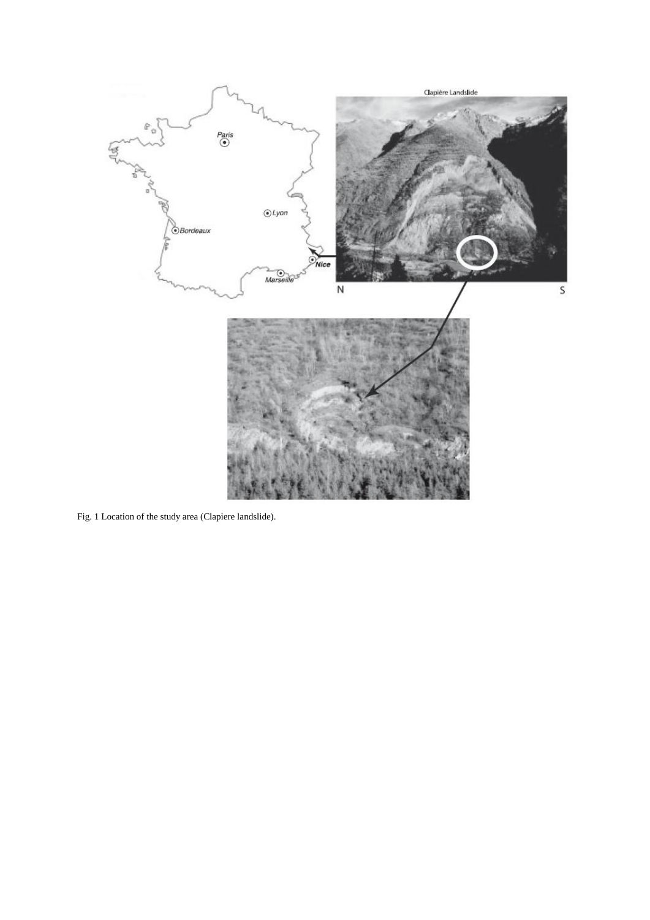Fig. 1 Location of the study area (Clapiere landslide).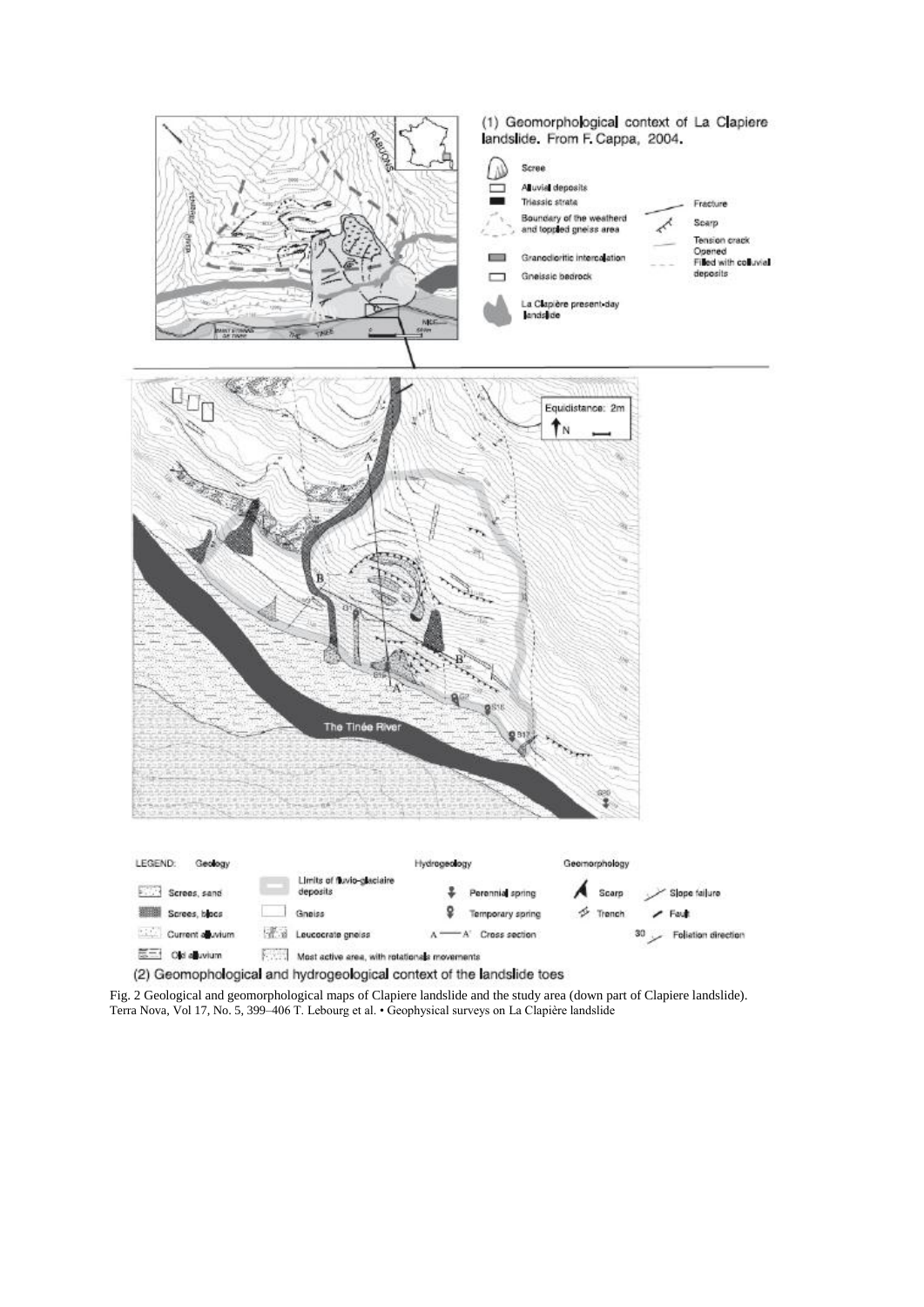Fig. 2 Geological and geomorphological maps of Clapiere landslide and the study area (down part of Clapiere landslide). Terra Nova, Vol 17, No. 5, 399–406 T. Lebourg et al. • Geophysical surveys on La Clapière landslide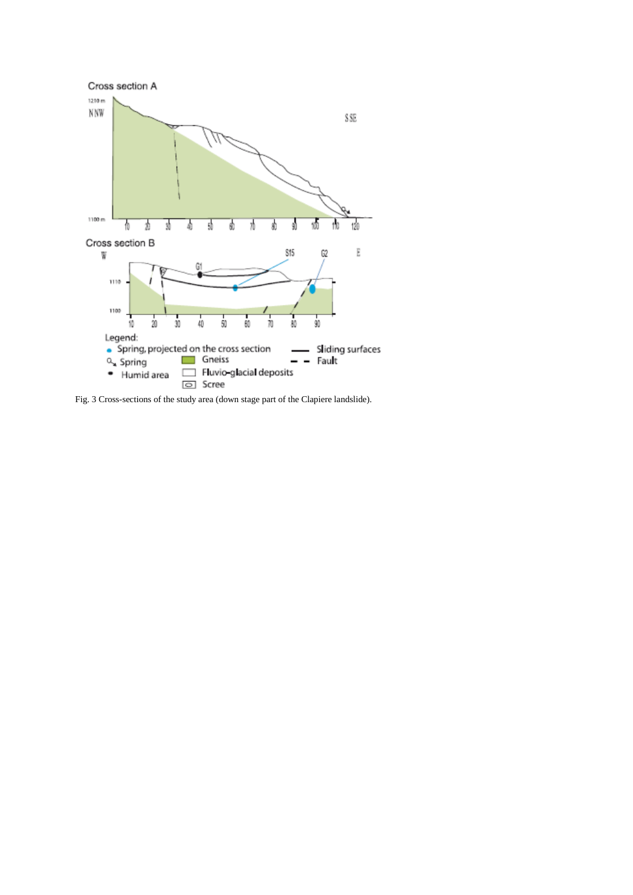Fig. 3 Cross-sections of the study area (down stage part of the Clapiere landslide).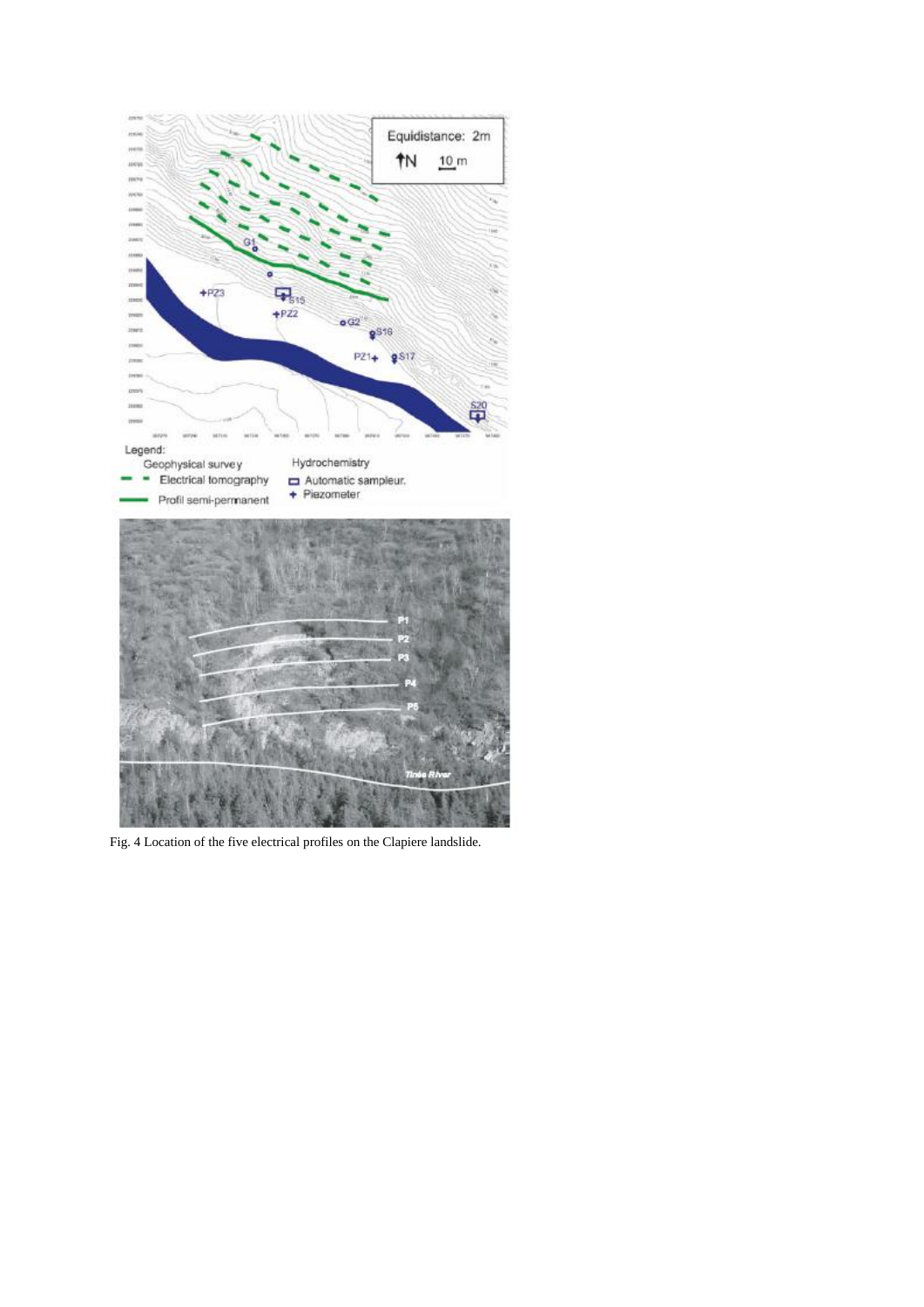Fig. 4 Location of the five electrical profiles on the Clapiere landslide.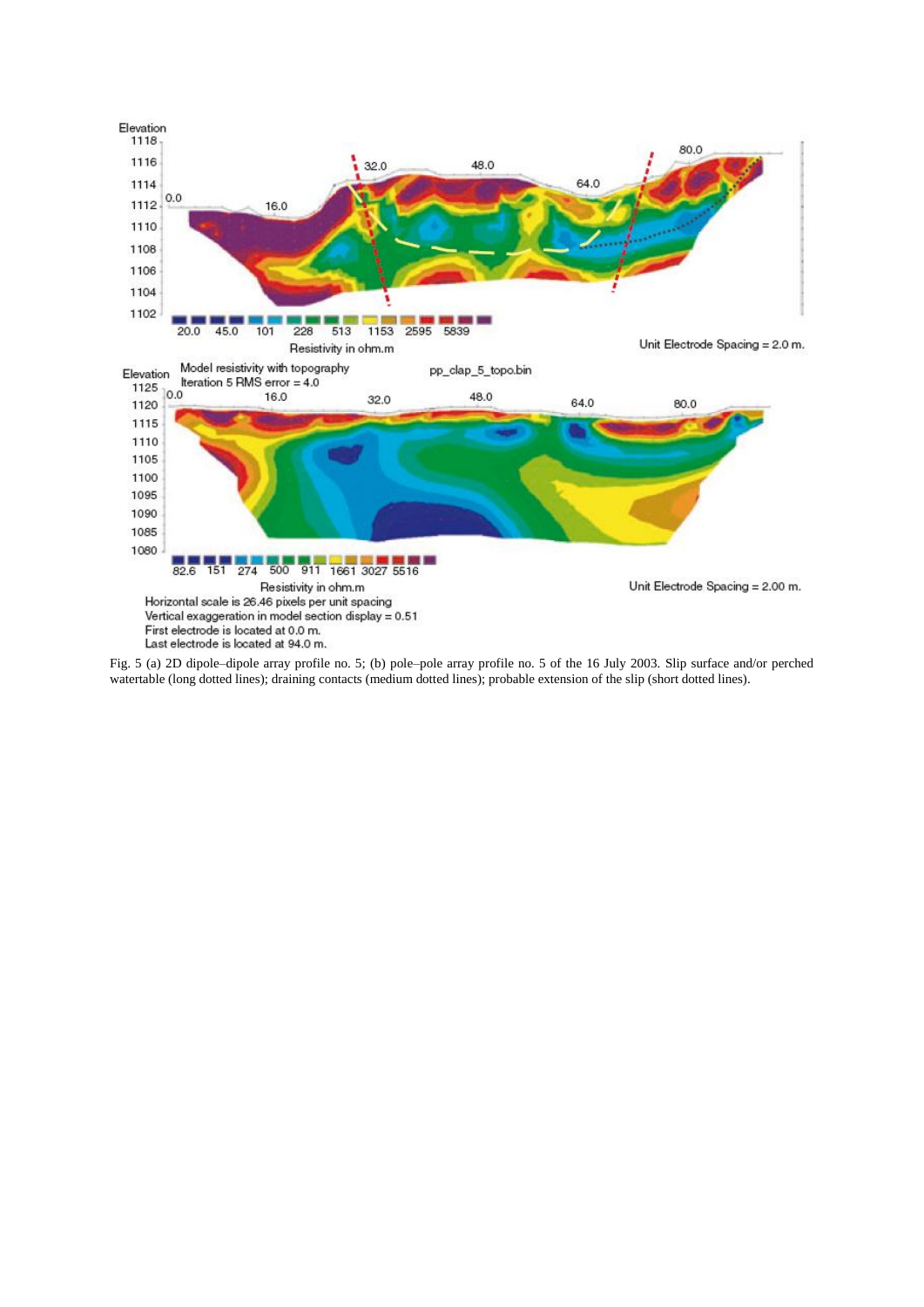Fig. 5 (a) 2D dipole–dipole array profile no. 5; (b) pole–pole array profile no. 5 of the 16 July 2003. Slip surface and/or perched watertable (long dotted lines); draining contacts (medium dotted lines); probable extension of the slip (short dotted lines).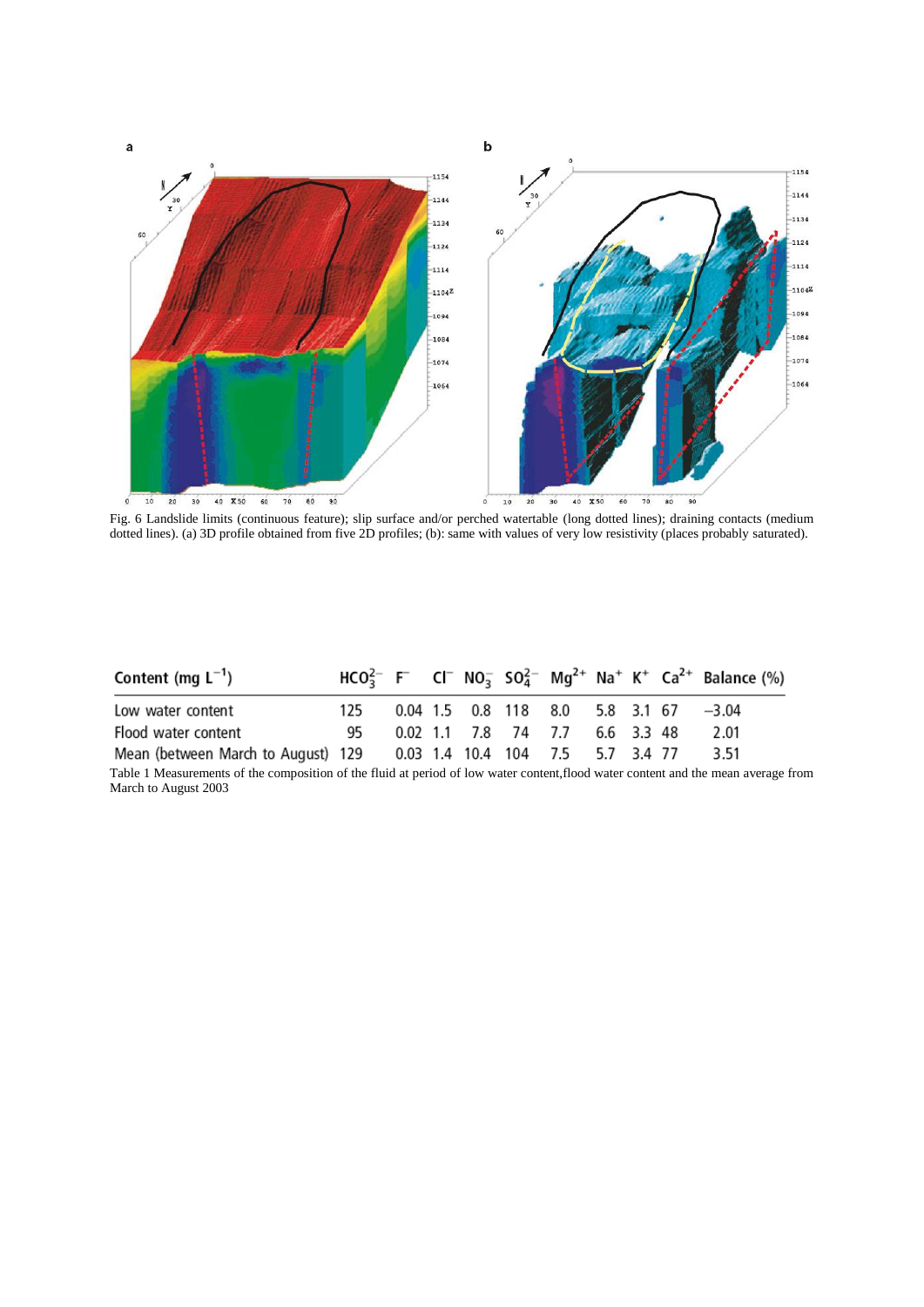Fig. 6 Landslide limits (continuous feature); slip surface and/or perched watertable (long dotted lines); draining contacts (medium dotted lines). (a) 3D profile obtained from five 2D profiles; (b): same with values of very low resistivity (places probably saturated).

| Content (mg $L^{-1}$) | $HCO_3^{2-}$ | $F^-$ | $Cl^-$ | $NO_3^-$ | $SO_4^{2-}$ | $Mg^{2+}$ | $Na^+$ | $K^+$ | $Ca^{2+}$ | Balance (%) |
|---|---|---|---|---|---|---|---|---|---|---|
| Low water content | 125 | 0.04 | 1.5 | 0.8 | 118 | 8.0 | 5.8 | 3.1 | 67 | −3.04 |
| Flood water content | 95 | 0.02 | 1.1 | 7.8 | 74 | 7.7 | 6.6 | 3.3 | 48 | 2.01 |
| Mean (between March to August) | 129 | 0.03 | 1.4 | 10.4 | 104 | 7.5 | 5.7 | 3.4 | 77 | 3.51 |

Table 1 Measurements of the composition of the fluid at period of low water content,flood water content and the mean average from March to August 2003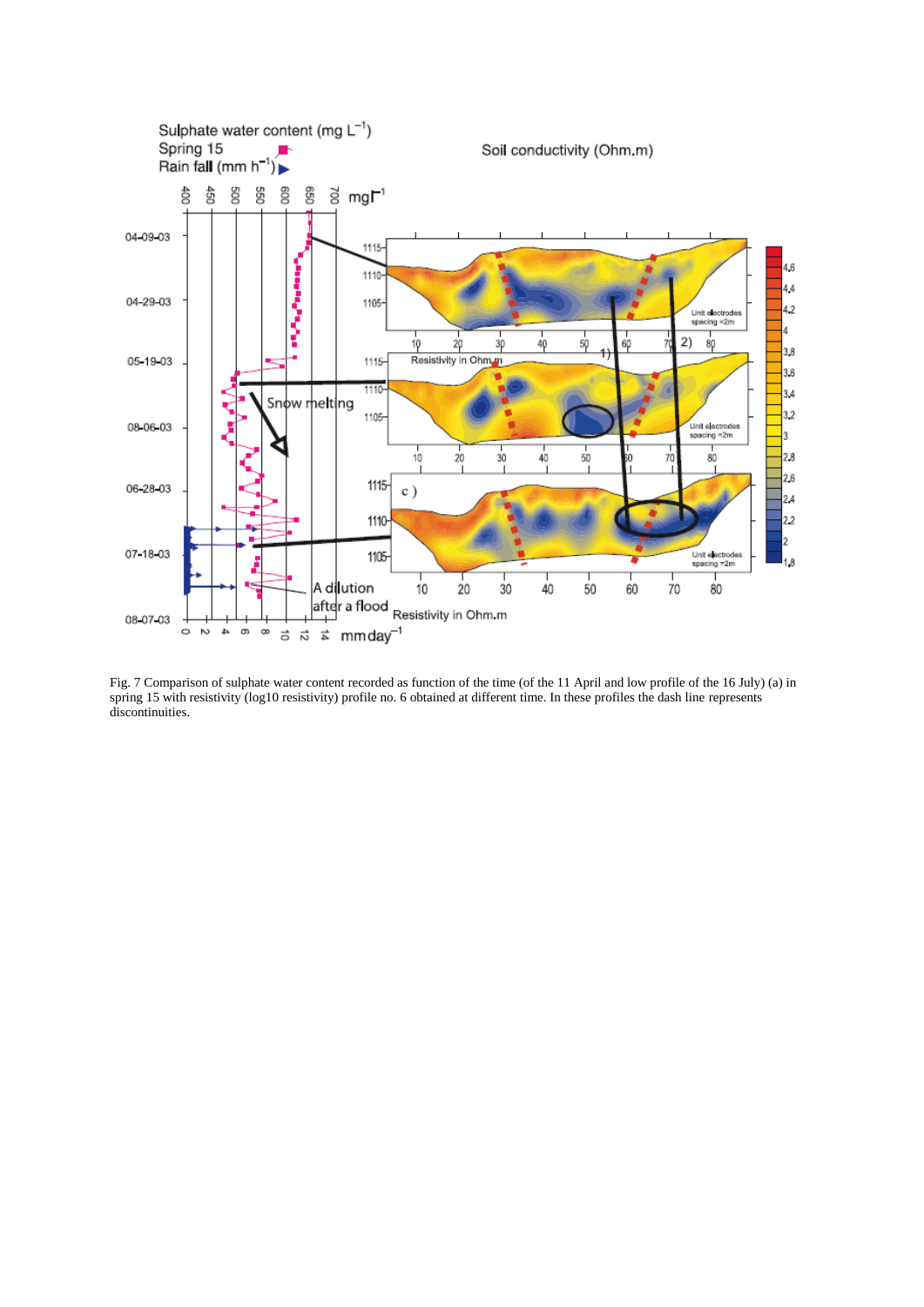Sulphate water content (mg $L^{-1}$)
Spring 15
Rain fall (mm $h^{-1}$)

400 450 500 550 600 650 700 mgl$^{-1}$

04-09-03
04-29-03
05-19-03
08-06-03
06-28-03
07-18-03
08-07-03

0 2 4 6 8 10 12 14 mm day$^{-1}$

Snow melting

A dilution after a flood

Soil conductivity (Ohm.m)

1115
1110
1105

10 20 30 40 50 60 70 80

1) 2)

Resistivity in Ohm.m

c )

Unit electrodes spacing =2m

4,6 4,4 4,2 4 3,8 3,6 3,4 3,2 3 2,8 2,6 2,4 2,2 2 1,8

Fig. 7 Comparison of sulphate water content recorded as function of the time (of the 11 April and low profile of the 16 July) (a) in spring 15 with resistivity (log10 resistivity) profile no. 6 obtained at different time. In these profiles the dash line represents discontinuities.